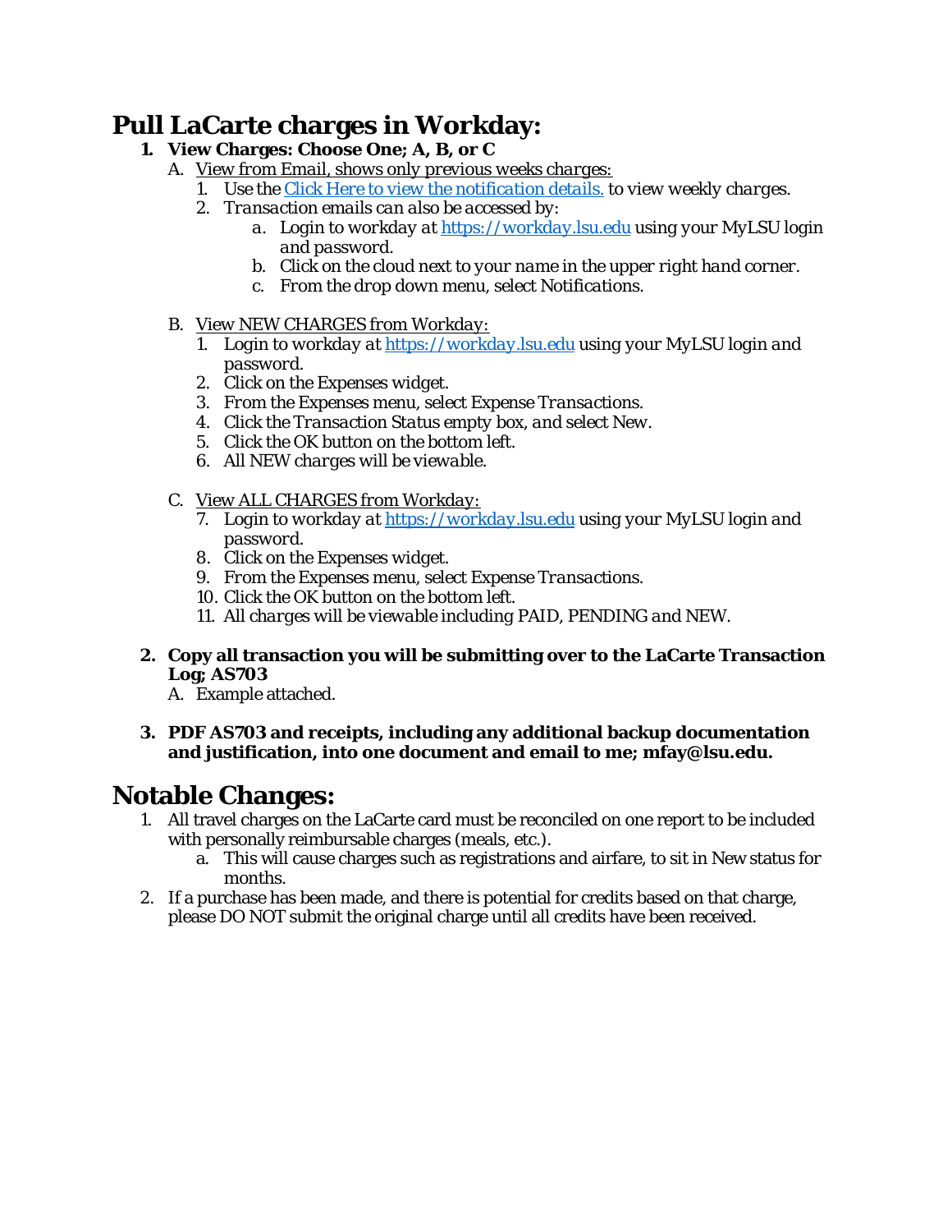# Pull LaCarte charges in Workday:

1. **View Charges: Choose One; A, B, or C**
   A. View from Email, shows only previous weeks charges:
      1. Use the Click Here to view the notification details. to view weekly charges.
      2. Transaction emails can also be accessed by:
         a. Login to workday at https://workday.lsu.edu using your MyLSU login and password.
         b. Click on the cloud next to your name in the upper right hand corner.
         c. From the drop down menu, select Notifications.

   B. View NEW CHARGES from Workday:
      1. Login to workday at https://workday.lsu.edu using your MyLSU login and password.
      2. Click on the Expenses widget.
      3. From the Expenses menu, select Expense Transactions.
      4. Click the Transaction Status empty box, and select New.
      5. Click the OK button on the bottom left.
      6. All NEW charges will be viewable.

   C. View ALL CHARGES from Workday:
      7. Login to workday at https://workday.lsu.edu using your MyLSU login and password.
      8. Click on the Expenses widget.
      9. From the Expenses menu, select Expense Transactions.
      10. Click the OK button on the bottom left.
      11. All charges will be viewable including PAID, PENDING and NEW.

2. **Copy all transaction you will be submitting over to the LaCarte Transaction Log; AS703**
   A. Example attached.

3. **PDF AS703 and receipts, including any additional backup documentation and justification, into one document and email to me; mfay@lsu.edu.**

# Notable Changes:

1. All travel charges on the LaCarte card must be reconciled on one report to be included with personally reimbursable charges (meals, etc.).
   a. This will cause charges such as registrations and airfare, to sit in New status for months.
2. If a purchase has been made, and there is potential for credits based on that charge, please DO NOT submit the original charge until all credits have been received.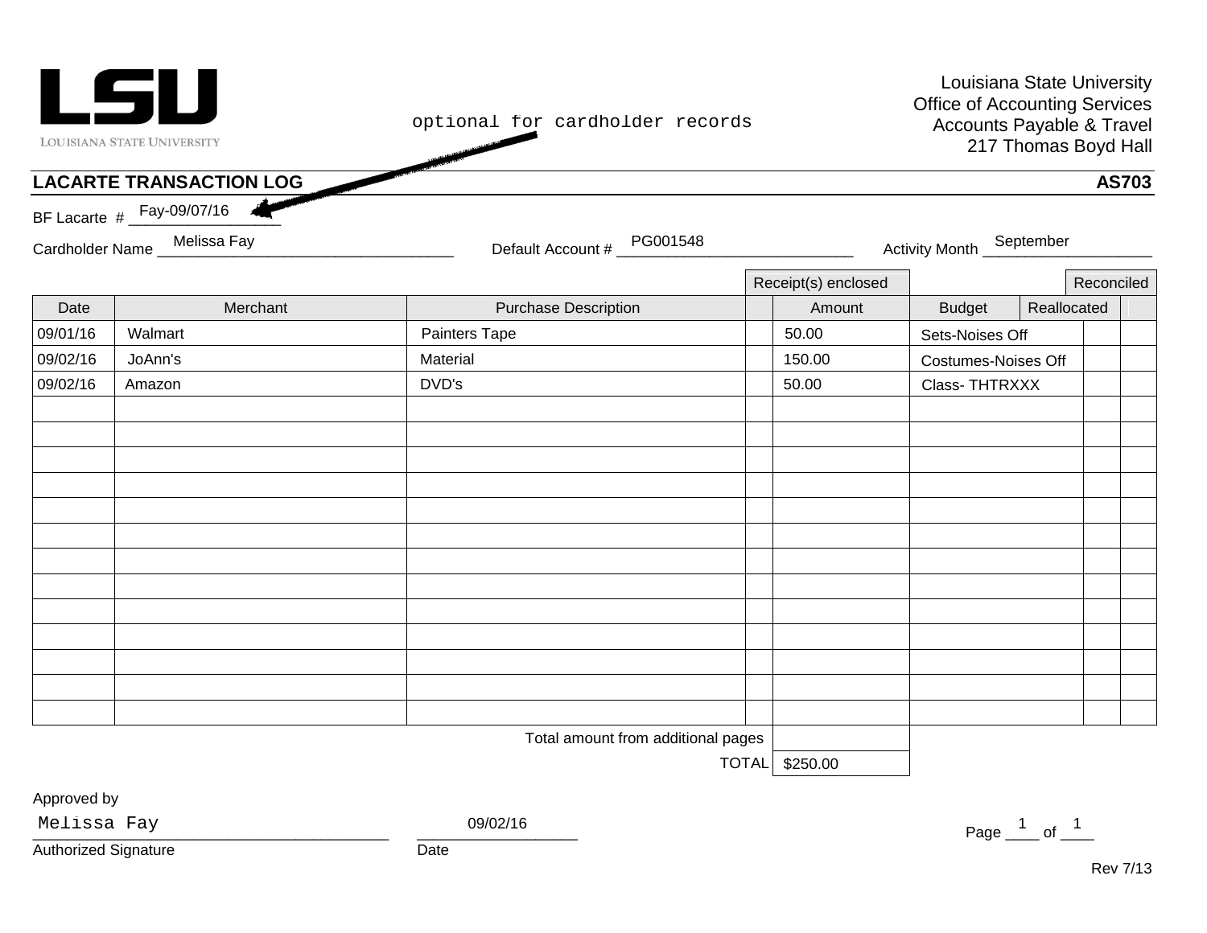Louisiana State University
Office of Accounting Services
Accounts Payable & Travel
217 Thomas Boyd Hall

optional for cardholder records

## LACARTE TRANSACTION LOG

**AS703**

BF Lacarte # Fay-09/07/16

Cardholder Name Melissa Fay

Default Account # PG001548

Activity Month September

| Date | Merchant | Purchase Description | Receipt(s) enclosed | Amount | Budget | Reallocated | Reconciled |
|---|---|---|---|---|---|---|---|
| 09/01/16 | Walmart | Painters Tape | | 50.00 | Sets-Noises Off | | |
| 09/02/16 | JoAnn's | Material | | 150.00 | Costumes-Noises Off | | |
| 09/02/16 | Amazon | DVD's | | 50.00 | Class- THTRXXX | | |
| | | | | | | | |
| | | | | | | | |
| | | | | | | | |
| | | | | | | | |
| | | | | | | | |
| | | | | | | | |
| | | | | | | | |
| | | | | | | | |
| | | | | | | | |
| | | | | | | | |
| | | | | | | | |
| | | | | | | | |
| | | | | | | | |
| | | Total amount from additional pages | | | | | |
| | | TOTAL | | $250.00 | | | |

Approved by

Melissa Fay — 09/02/16

Authorized Signature — Date

Page 1 of 1

Rev 7/13